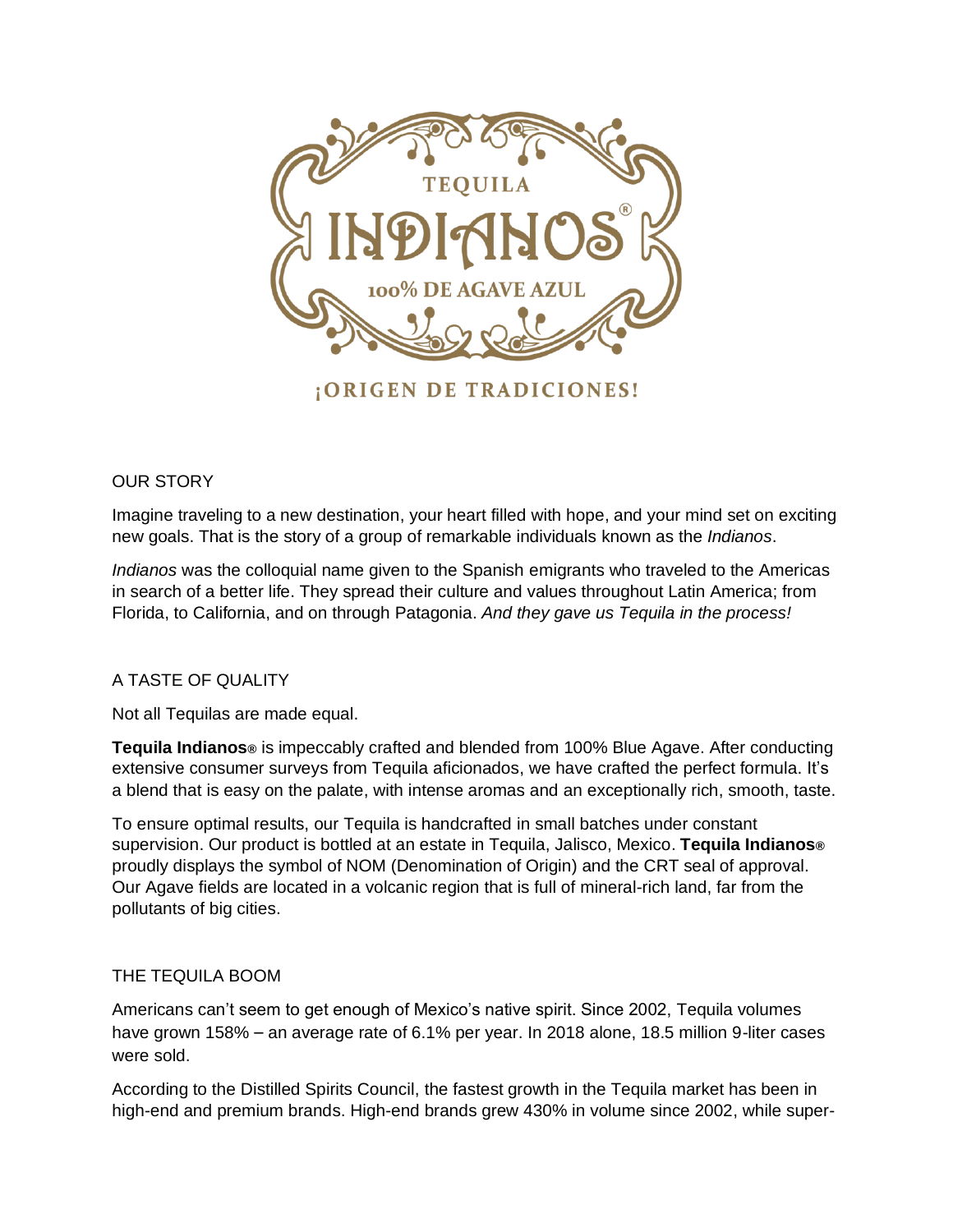TEQUILA

INDIANOS®

100% DE AGAVE AZUL

¡ORIGEN DE TRADICIONES!

## OUR STORY

Imagine traveling to a new destination, your heart filled with hope, and your mind set on exciting new goals. That is the story of a group of remarkable individuals known as the *Indianos*.

*Indianos* was the colloquial name given to the Spanish emigrants who traveled to the Americas in search of a better life. They spread their culture and values throughout Latin America; from Florida, to California, and on through Patagonia. *And they gave us Tequila in the process!*

## A TASTE OF QUALITY

Not all Tequilas are made equal.

**Tequila Indianos®** is impeccably crafted and blended from 100% Blue Agave. After conducting extensive consumer surveys from Tequila aficionados, we have crafted the perfect formula. It's a blend that is easy on the palate, with intense aromas and an exceptionally rich, smooth, taste.

To ensure optimal results, our Tequila is handcrafted in small batches under constant supervision. Our product is bottled at an estate in Tequila, Jalisco, Mexico. **Tequila Indianos®** proudly displays the symbol of NOM (Denomination of Origin) and the CRT seal of approval. Our Agave fields are located in a volcanic region that is full of mineral-rich land, far from the pollutants of big cities.

## THE TEQUILA BOOM

Americans can't seem to get enough of Mexico's native spirit. Since 2002, Tequila volumes have grown 158% – an average rate of 6.1% per year. In 2018 alone, 18.5 million 9-liter cases were sold.

According to the Distilled Spirits Council, the fastest growth in the Tequila market has been in high-end and premium brands. High-end brands grew 430% in volume since 2002, while super-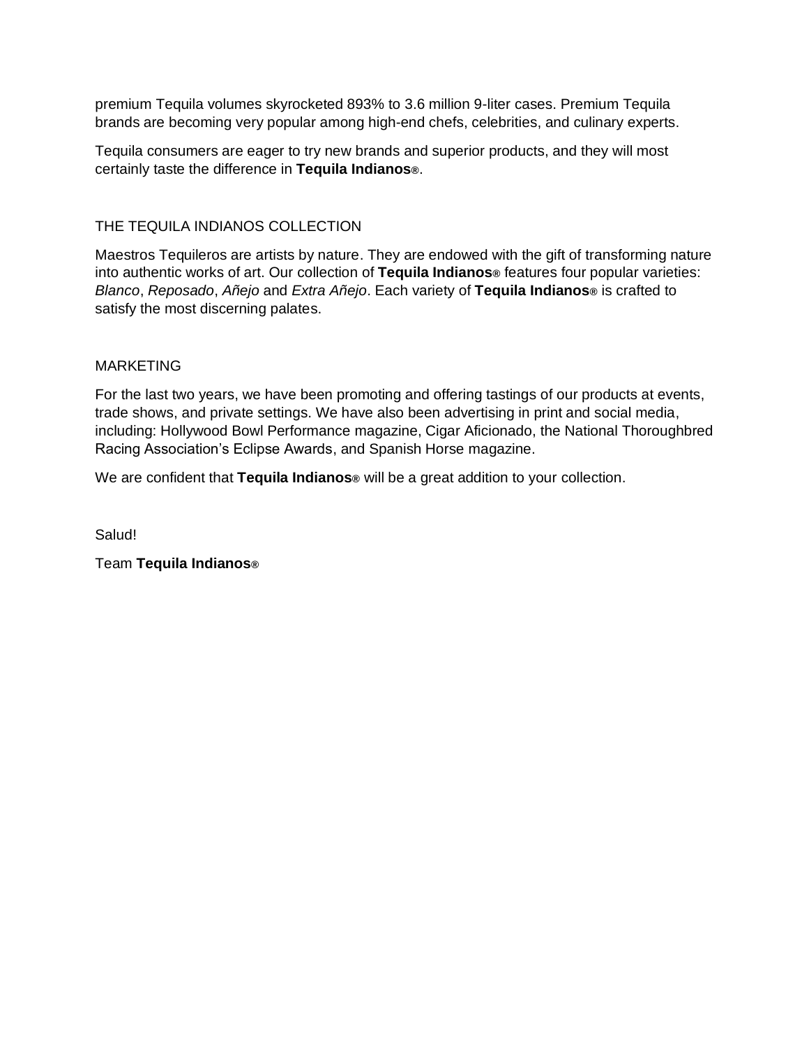premium Tequila volumes skyrocketed 893% to 3.6 million 9-liter cases. Premium Tequila brands are becoming very popular among high-end chefs, celebrities, and culinary experts.

Tequila consumers are eager to try new brands and superior products, and they will most certainly taste the difference in **Tequila Indianos®**.

## THE TEQUILA INDIANOS COLLECTION

Maestros Tequileros are artists by nature. They are endowed with the gift of transforming nature into authentic works of art. Our collection of **Tequila Indianos®** features four popular varieties: *Blanco*, *Reposado*, *Añejo* and *Extra Añejo*. Each variety of **Tequila Indianos®** is crafted to satisfy the most discerning palates.

## MARKETING

For the last two years, we have been promoting and offering tastings of our products at events, trade shows, and private settings. We have also been advertising in print and social media, including: Hollywood Bowl Performance magazine, Cigar Aficionado, the National Thoroughbred Racing Association's Eclipse Awards, and Spanish Horse magazine.

We are confident that **Tequila Indianos®** will be a great addition to your collection.

Salud!

Team **Tequila Indianos®**